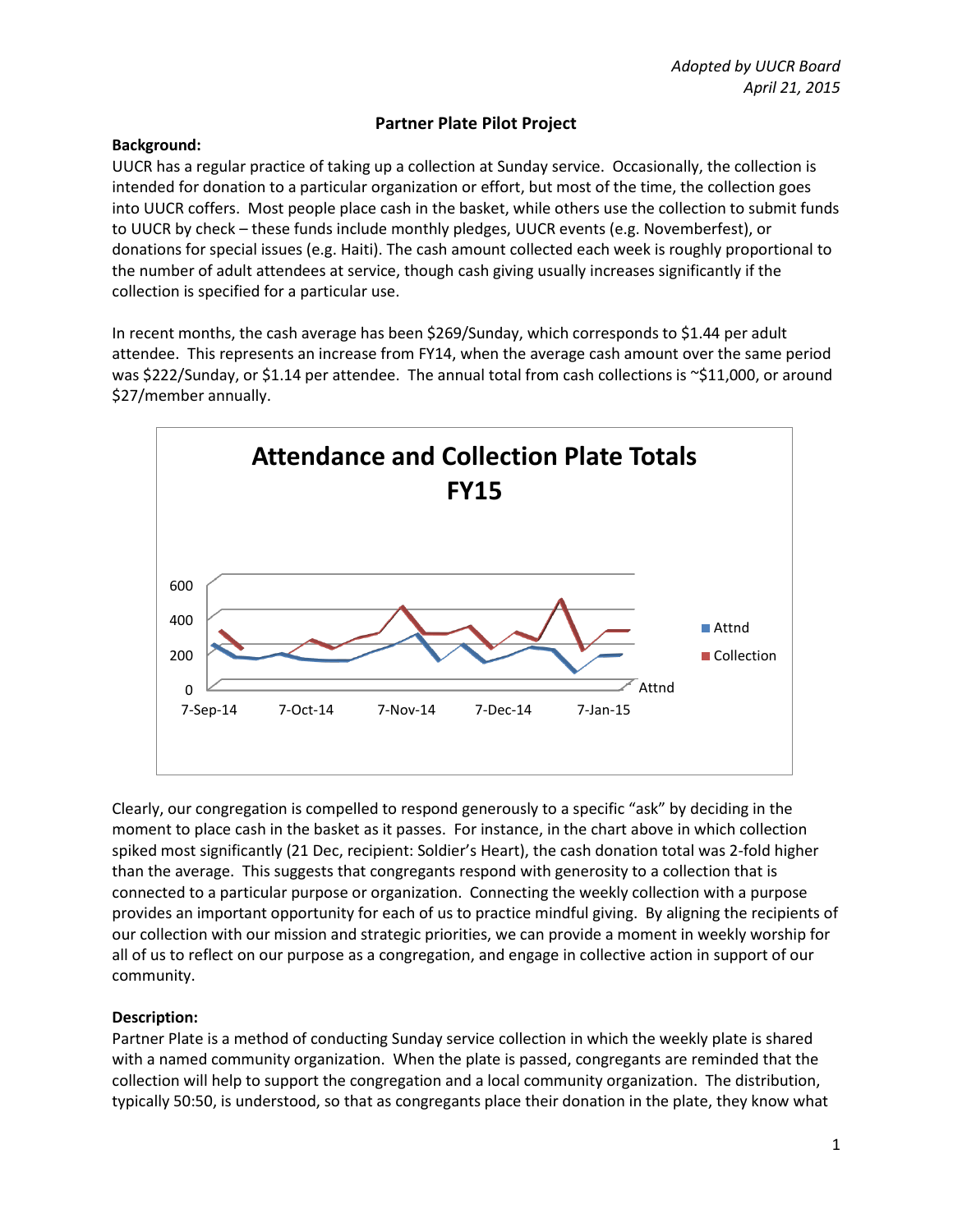*Adopted by UUCR Board*
*April 21, 2015*

## Partner Plate Pilot Project

**Background:**

UUCR has a regular practice of taking up a collection at Sunday service. Occasionally, the collection is intended for donation to a particular organization or effort, but most of the time, the collection goes into UUCR coffers. Most people place cash in the basket, while others use the collection to submit funds to UUCR by check – these funds include monthly pledges, UUCR events (e.g. Novemberfest), or donations for special issues (e.g. Haiti). The cash amount collected each week is roughly proportional to the number of adult attendees at service, though cash giving usually increases significantly if the collection is specified for a particular use.

In recent months, the cash average has been $269/Sunday, which corresponds to $1.44 per adult attendee. This represents an increase from FY14, when the average cash amount over the same period was $222/Sunday, or $1.14 per attendee. The annual total from cash collections is ~$11,000, or around $27/member annually.

**Attendance and Collection Plate Totals FY15**

Clearly, our congregation is compelled to respond generously to a specific "ask" by deciding in the moment to place cash in the basket as it passes. For instance, in the chart above in which collection spiked most significantly (21 Dec, recipient: Soldier's Heart), the cash donation total was 2-fold higher than the average. This suggests that congregants respond with generosity to a collection that is connected to a particular purpose or organization. Connecting the weekly collection with a purpose provides an important opportunity for each of us to practice mindful giving. By aligning the recipients of our collection with our mission and strategic priorities, we can provide a moment in weekly worship for all of us to reflect on our purpose as a congregation, and engage in collective action in support of our community.

**Description:**

Partner Plate is a method of conducting Sunday service collection in which the weekly plate is shared with a named community organization. When the plate is passed, congregants are reminded that the collection will help to support the congregation and a local community organization. The distribution, typically 50:50, is understood, so that as congregants place their donation in the plate, they know what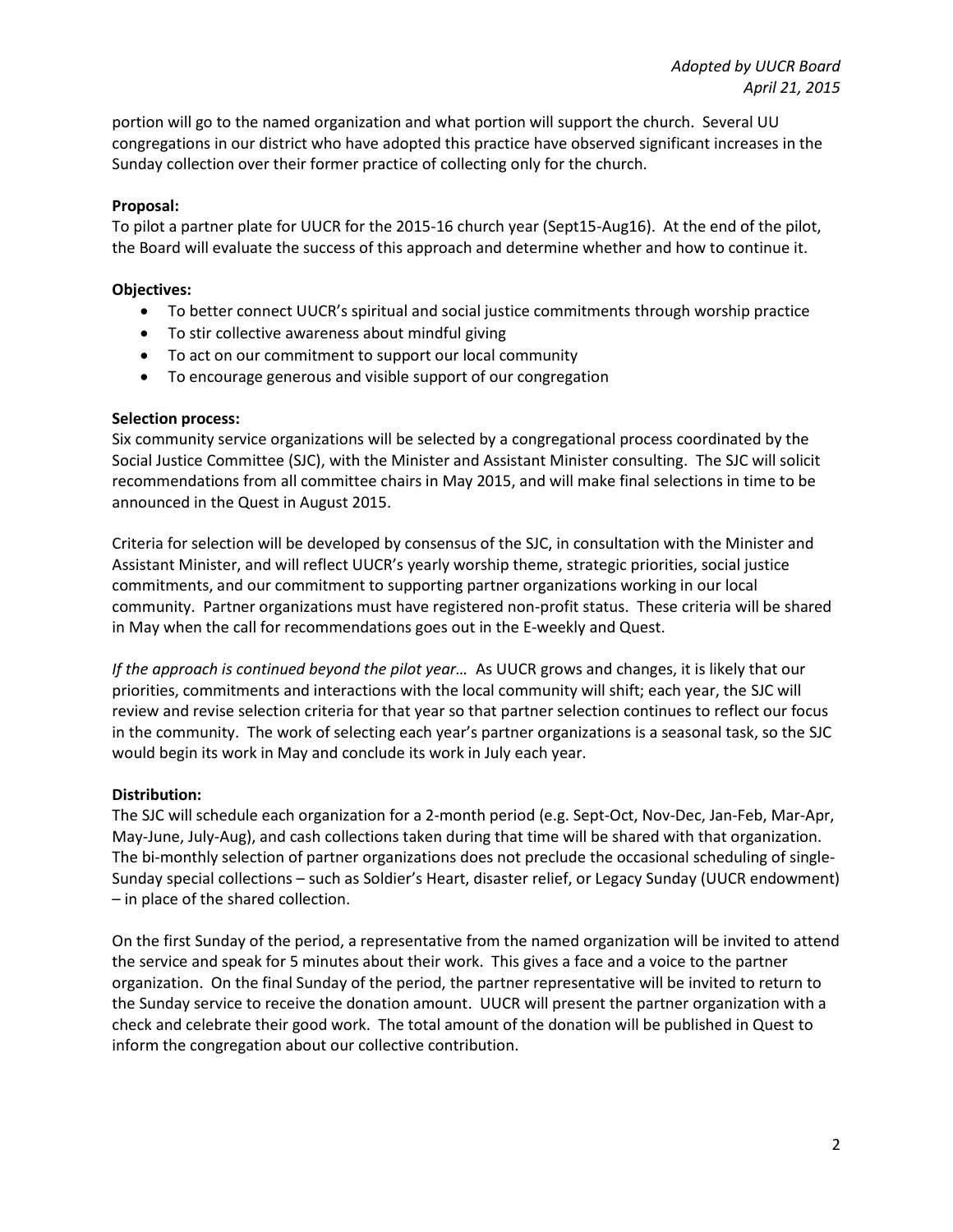*Adopted by UUCR Board*
*April 21, 2015*

portion will go to the named organization and what portion will support the church. Several UU congregations in our district who have adopted this practice have observed significant increases in the Sunday collection over their former practice of collecting only for the church.

**Proposal:**
To pilot a partner plate for UUCR for the 2015-16 church year (Sept15-Aug16). At the end of the pilot, the Board will evaluate the success of this approach and determine whether and how to continue it.

**Objectives:**

- To better connect UUCR's spiritual and social justice commitments through worship practice
- To stir collective awareness about mindful giving
- To act on our commitment to support our local community
- To encourage generous and visible support of our congregation

**Selection process:**
Six community service organizations will be selected by a congregational process coordinated by the Social Justice Committee (SJC), with the Minister and Assistant Minister consulting. The SJC will solicit recommendations from all committee chairs in May 2015, and will make final selections in time to be announced in the Quest in August 2015.

Criteria for selection will be developed by consensus of the SJC, in consultation with the Minister and Assistant Minister, and will reflect UUCR's yearly worship theme, strategic priorities, social justice commitments, and our commitment to supporting partner organizations working in our local community. Partner organizations must have registered non-profit status. These criteria will be shared in May when the call for recommendations goes out in the E-weekly and Quest.

*If the approach is continued beyond the pilot year…* As UUCR grows and changes, it is likely that our priorities, commitments and interactions with the local community will shift; each year, the SJC will review and revise selection criteria for that year so that partner selection continues to reflect our focus in the community. The work of selecting each year's partner organizations is a seasonal task, so the SJC would begin its work in May and conclude its work in July each year.

**Distribution:**
The SJC will schedule each organization for a 2-month period (e.g. Sept-Oct, Nov-Dec, Jan-Feb, Mar-Apr, May-June, July-Aug), and cash collections taken during that time will be shared with that organization. The bi-monthly selection of partner organizations does not preclude the occasional scheduling of single-Sunday special collections – such as Soldier's Heart, disaster relief, or Legacy Sunday (UUCR endowment) – in place of the shared collection.

On the first Sunday of the period, a representative from the named organization will be invited to attend the service and speak for 5 minutes about their work. This gives a face and a voice to the partner organization. On the final Sunday of the period, the partner representative will be invited to return to the Sunday service to receive the donation amount. UUCR will present the partner organization with a check and celebrate their good work. The total amount of the donation will be published in Quest to inform the congregation about our collective contribution.